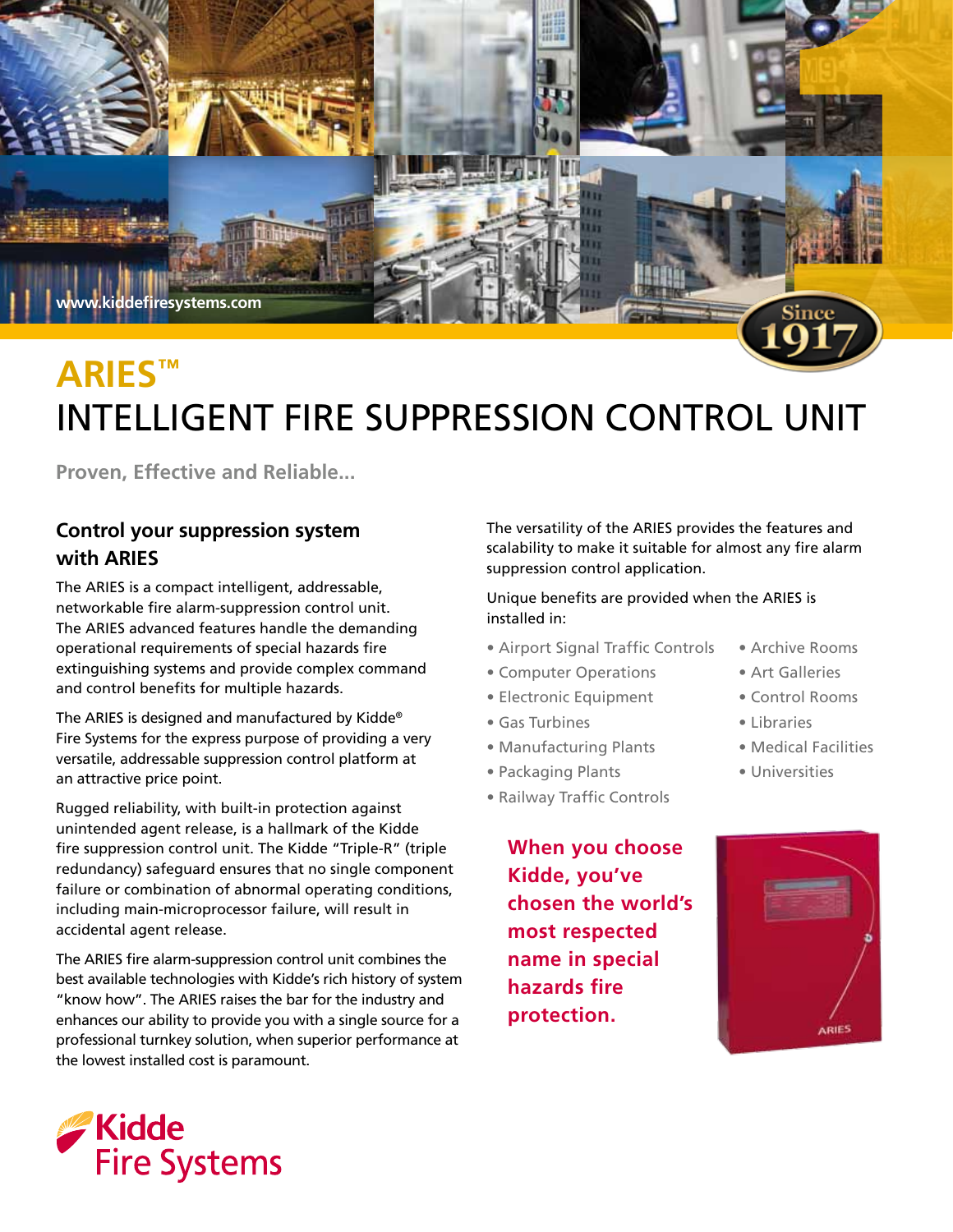www.kiddefiresystems.com

Since 1917

# ARIES™
# INTELLIGENT FIRE SUPPRESSION CONTROL UNIT

**Proven, Effective and Reliable...**

## Control your suppression system with ARIES

The ARIES is a compact intelligent, addressable, networkable fire alarm-suppression control unit. The ARIES advanced features handle the demanding operational requirements of special hazards fire extinguishing systems and provide complex command and control benefits for multiple hazards.

The ARIES is designed and manufactured by Kidde® Fire Systems for the express purpose of providing a very versatile, addressable suppression control platform at an attractive price point.

Rugged reliability, with built-in protection against unintended agent release, is a hallmark of the Kidde fire suppression control unit. The Kidde "Triple-R" (triple redundancy) safeguard ensures that no single component failure or combination of abnormal operating conditions, including main-microprocessor failure, will result in accidental agent release.

The ARIES fire alarm-suppression control unit combines the best available technologies with Kidde's rich history of system "know how". The ARIES raises the bar for the industry and enhances our ability to provide you with a single source for a professional turnkey solution, when superior performance at the lowest installed cost is paramount.

The versatility of the ARIES provides the features and scalability to make it suitable for almost any fire alarm suppression control application.

Unique benefits are provided when the ARIES is installed in:

- Airport Signal Traffic Controls
- Computer Operations
- Electronic Equipment
- Gas Turbines
- Manufacturing Plants
- Packaging Plants
- Railway Traffic Controls
- Archive Rooms
- Art Galleries
- Control Rooms
- Libraries
- Medical Facilities
- Universities

**When you choose Kidde, you've chosen the world's most respected name in special hazards fire protection.**

ARIES

Kidde Fire Systems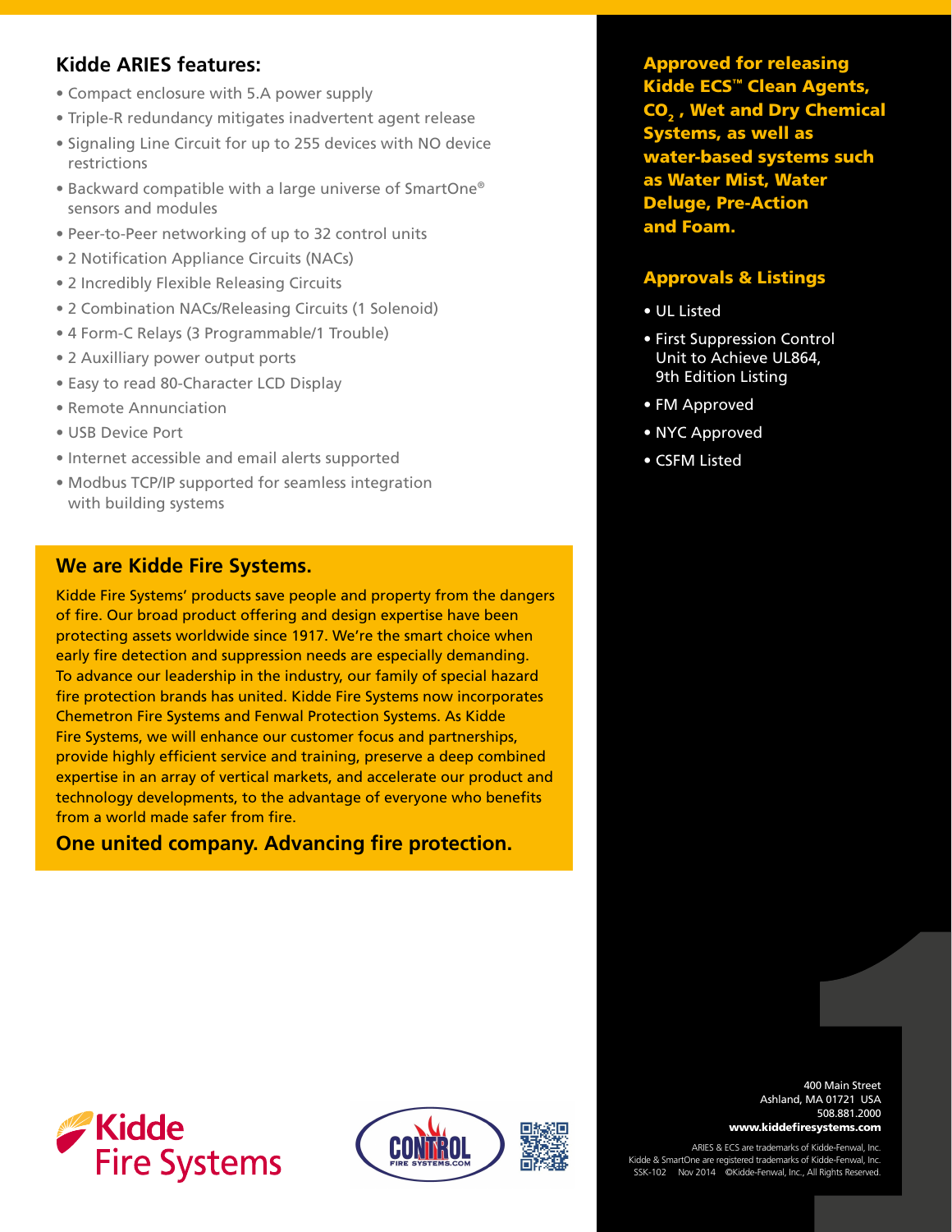## Kidde ARIES features:

- Compact enclosure with 5.A power supply
- Triple-R redundancy mitigates inadvertent agent release
- Signaling Line Circuit for up to 255 devices with NO device restrictions
- Backward compatible with a large universe of SmartOne® sensors and modules
- Peer-to-Peer networking of up to 32 control units
- 2 Notification Appliance Circuits (NACs)
- 2 Incredibly Flexible Releasing Circuits
- 2 Combination NACs/Releasing Circuits (1 Solenoid)
- 4 Form-C Relays (3 Programmable/1 Trouble)
- 2 Auxilliary power output ports
- Easy to read 80-Character LCD Display
- Remote Annunciation
- USB Device Port
- Internet accessible and email alerts supported
- Modbus TCP/IP supported for seamless integration with building systems

### We are Kidde Fire Systems.

Kidde Fire Systems' products save people and property from the dangers of fire. Our broad product offering and design expertise have been protecting assets worldwide since 1917. We're the smart choice when early fire detection and suppression needs are especially demanding. To advance our leadership in the industry, our family of special hazard fire protection brands has united. Kidde Fire Systems now incorporates Chemetron Fire Systems and Fenwal Protection Systems. As Kidde Fire Systems, we will enhance our customer focus and partnerships, provide highly efficient service and training, preserve a deep combined expertise in an array of vertical markets, and accelerate our product and technology developments, to the advantage of everyone who benefits from a world made safer from fire.

**One united company. Advancing fire protection.**

**Approved for releasing Kidde ECS™ Clean Agents, $CO_2$ , Wet and Dry Chemical Systems, as well as water-based systems such as Water Mist, Water Deluge, Pre-Action and Foam.**

### Approvals & Listings

- UL Listed
- First Suppression Control Unit to Achieve UL864, 9th Edition Listing
- FM Approved
- NYC Approved
- CSFM Listed

Kidde Fire Systems

CONTROL FIRE SYSTEMS.COM

400 Main Street
Ashland, MA 01721 USA
508.881.2000
**www.kiddefiresystems.com**

ARIES & ECS are trademarks of Kidde-Fenwal, Inc.
Kidde & SmartOne are registered trademarks of Kidde-Fenwal, Inc.
SSK-102 Nov 2014 ©Kidde-Fenwal, Inc., All Rights Reserved.